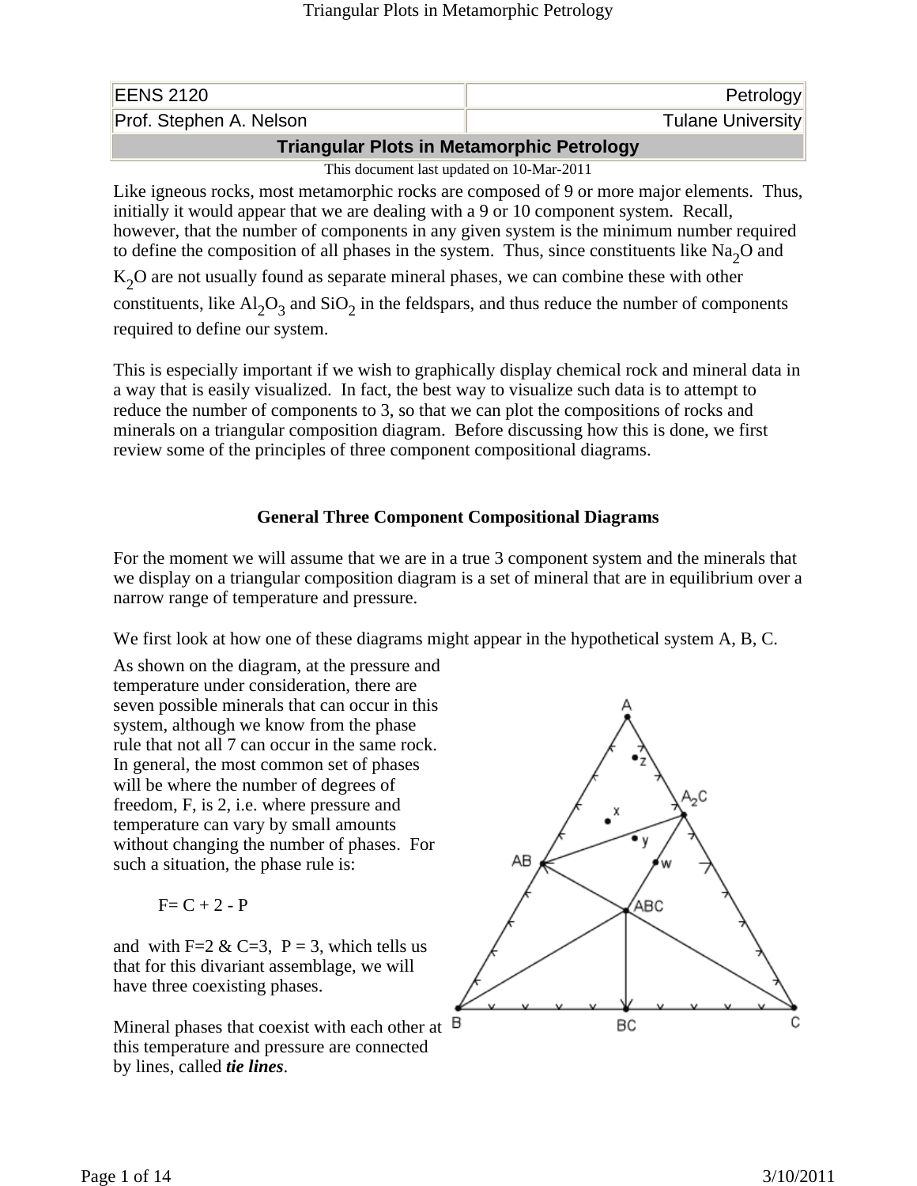| EENS 2120 | Petrology |
| --- | --- |
| Prof. Stephen A. Nelson | Tulane University |

# Triangular Plots in Metamorphic Petrology

This document last updated on 10-Mar-2011

Like igneous rocks, most metamorphic rocks are composed of 9 or more major elements. Thus, initially it would appear that we are dealing with a 9 or 10 component system. Recall, however, that the number of components in any given system is the minimum number required to define the composition of all phases in the system. Thus, since constituents like $Na_2O$ and $K_2O$ are not usually found as separate mineral phases, we can combine these with other constituents, like $Al_2O_3$ and $SiO_2$ in the feldspars, and thus reduce the number of components required to define our system.

This is especially important if we wish to graphically display chemical rock and mineral data in a way that is easily visualized. In fact, the best way to visualize such data is to attempt to reduce the number of components to 3, so that we can plot the compositions of rocks and minerals on a triangular composition diagram. Before discussing how this is done, we first review some of the principles of three component compositional diagrams.

## General Three Component Compositional Diagrams

For the moment we will assume that we are in a true 3 component system and the minerals that we display on a triangular composition diagram is a set of mineral that are in equilibrium over a narrow range of temperature and pressure.

We first look at how one of these diagrams might appear in the hypothetical system A, B, C.

As shown on the diagram, at the pressure and temperature under consideration, there are seven possible minerals that can occur in this system, although we know from the phase rule that not all 7 can occur in the same rock. In general, the most common set of phases will be where the number of degrees of freedom, F, is 2, i.e. where pressure and temperature can vary by small amounts without changing the number of phases. For such a situation, the phase rule is:

$$F = C + 2 - P$$

and with F=2 & C=3, P = 3, which tells us that for this divariant assemblage, we will have three coexisting phases.

Mineral phases that coexist with each other at this temperature and pressure are connected by lines, called ***tie lines***.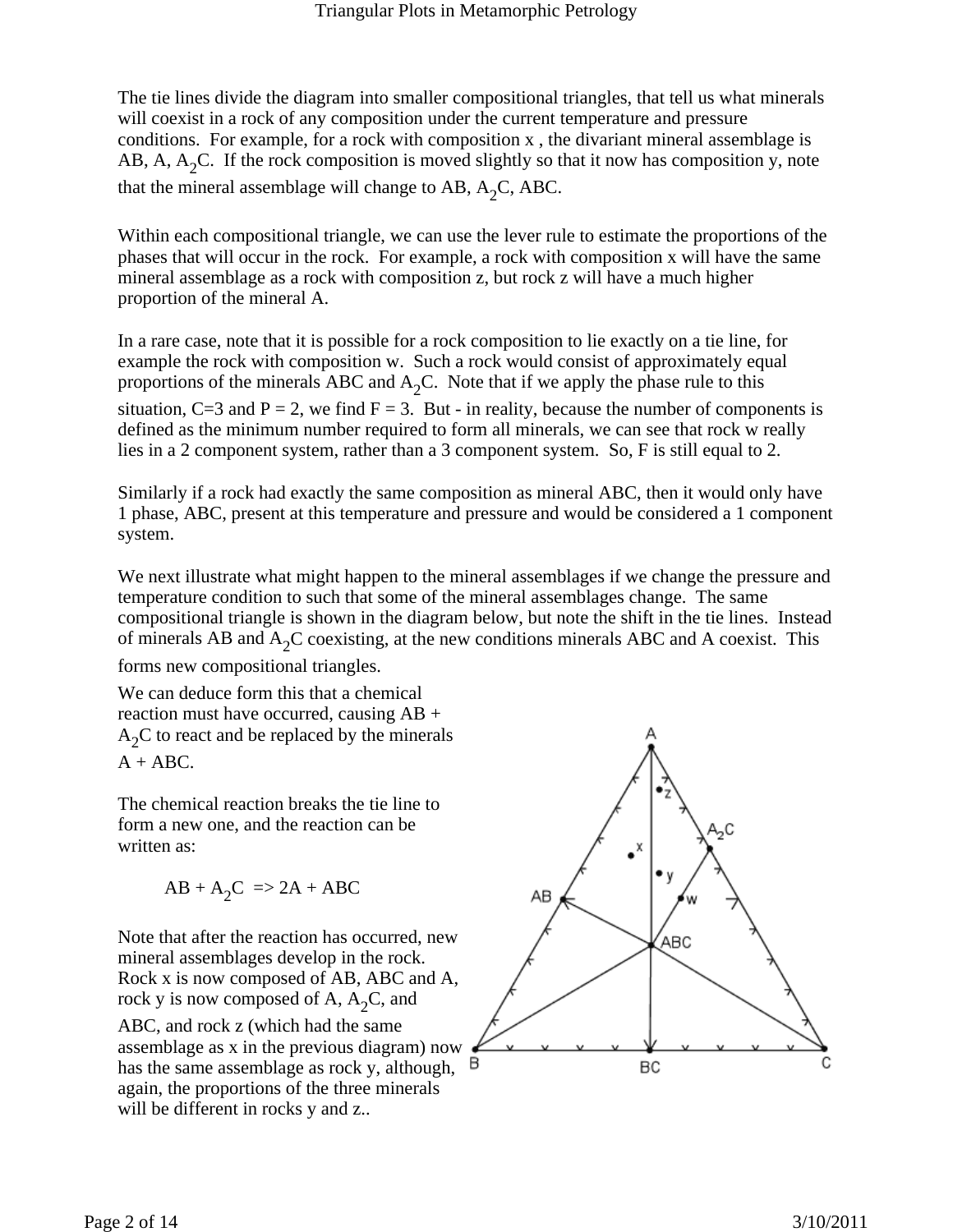The tie lines divide the diagram into smaller compositional triangles, that tell us what minerals will coexist in a rock of any composition under the current temperature and pressure conditions. For example, for a rock with composition x , the divariant mineral assemblage is AB, A, $A_2C$. If the rock composition is moved slightly so that it now has composition y, note that the mineral assemblage will change to AB, $A_2C$, ABC.

Within each compositional triangle, we can use the lever rule to estimate the proportions of the phases that will occur in the rock. For example, a rock with composition x will have the same mineral assemblage as a rock with composition z, but rock z will have a much higher proportion of the mineral A.

In a rare case, note that it is possible for a rock composition to lie exactly on a tie line, for example the rock with composition w. Such a rock would consist of approximately equal proportions of the minerals ABC and $A_2C$. Note that if we apply the phase rule to this situation, C=3 and P = 2, we find F = 3. But - in reality, because the number of components is defined as the minimum number required to form all minerals, we can see that rock w really lies in a 2 component system, rather than a 3 component system. So, F is still equal to 2.

Similarly if a rock had exactly the same composition as mineral ABC, then it would only have 1 phase, ABC, present at this temperature and pressure and would be considered a 1 component system.

We next illustrate what might happen to the mineral assemblages if we change the pressure and temperature condition to such that some of the mineral assemblages change. The same compositional triangle is shown in the diagram below, but note the shift in the tie lines. Instead of minerals AB and $A_2C$ coexisting, at the new conditions minerals ABC and A coexist. This forms new compositional triangles.

We can deduce form this that a chemical reaction must have occurred, causing AB + $A_2C$ to react and be replaced by the minerals A + ABC.

The chemical reaction breaks the tie line to form a new one, and the reaction can be written as:

$$AB + A_2C \Rightarrow 2A + ABC$$

Note that after the reaction has occurred, new mineral assemblages develop in the rock. Rock x is now composed of AB, ABC and A, rock y is now composed of A, $A_2C$, and ABC, and rock z (which had the same assemblage as x in the previous diagram) now has the same assemblage as rock y, although, again, the proportions of the three minerals will be different in rocks y and z..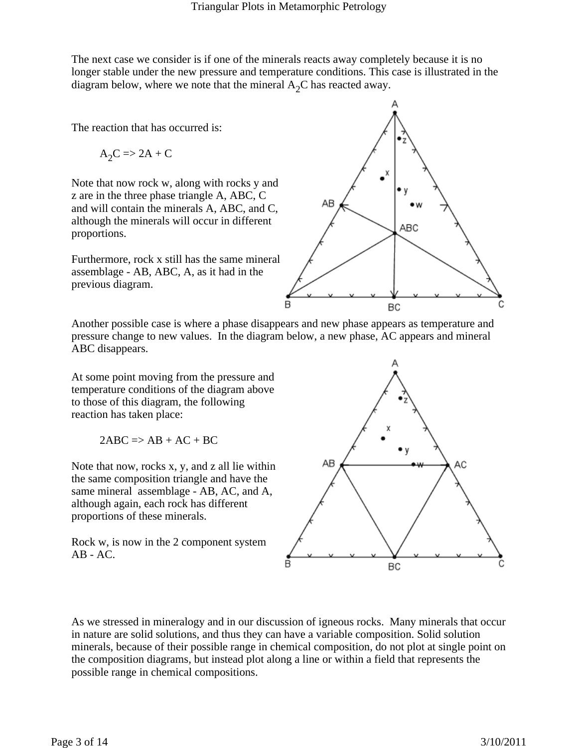The next case we consider is if one of the minerals reacts away completely because it is no longer stable under the new pressure and temperature conditions. This case is illustrated in the diagram below, where we note that the mineral $A_2C$ has reacted away.

The reaction that has occurred is:

$$A_2C \Rightarrow 2A + C$$

Note that now rock w, along with rocks y and z are in the three phase triangle A, ABC, C and will contain the minerals A, ABC, and C, although the minerals will occur in different proportions.

Furthermore, rock x still has the same mineral assemblage - AB, ABC, A, as it had in the previous diagram.

Another possible case is where a phase disappears and new phase appears as temperature and pressure change to new values. In the diagram below, a new phase, AC appears and mineral ABC disappears.

At some point moving from the pressure and temperature conditions of the diagram above to those of this diagram, the following reaction has taken place:

$$2ABC \Rightarrow AB + AC + BC$$

Note that now, rocks x, y, and z all lie within the same composition triangle and have the same mineral assemblage - AB, AC, and A, although again, each rock has different proportions of these minerals.

Rock w, is now in the 2 component system AB - AC.

As we stressed in mineralogy and in our discussion of igneous rocks. Many minerals that occur in nature are solid solutions, and thus they can have a variable composition. Solid solution minerals, because of their possible range in chemical composition, do not plot at single point on the composition diagrams, but instead plot along a line or within a field that represents the possible range in chemical compositions.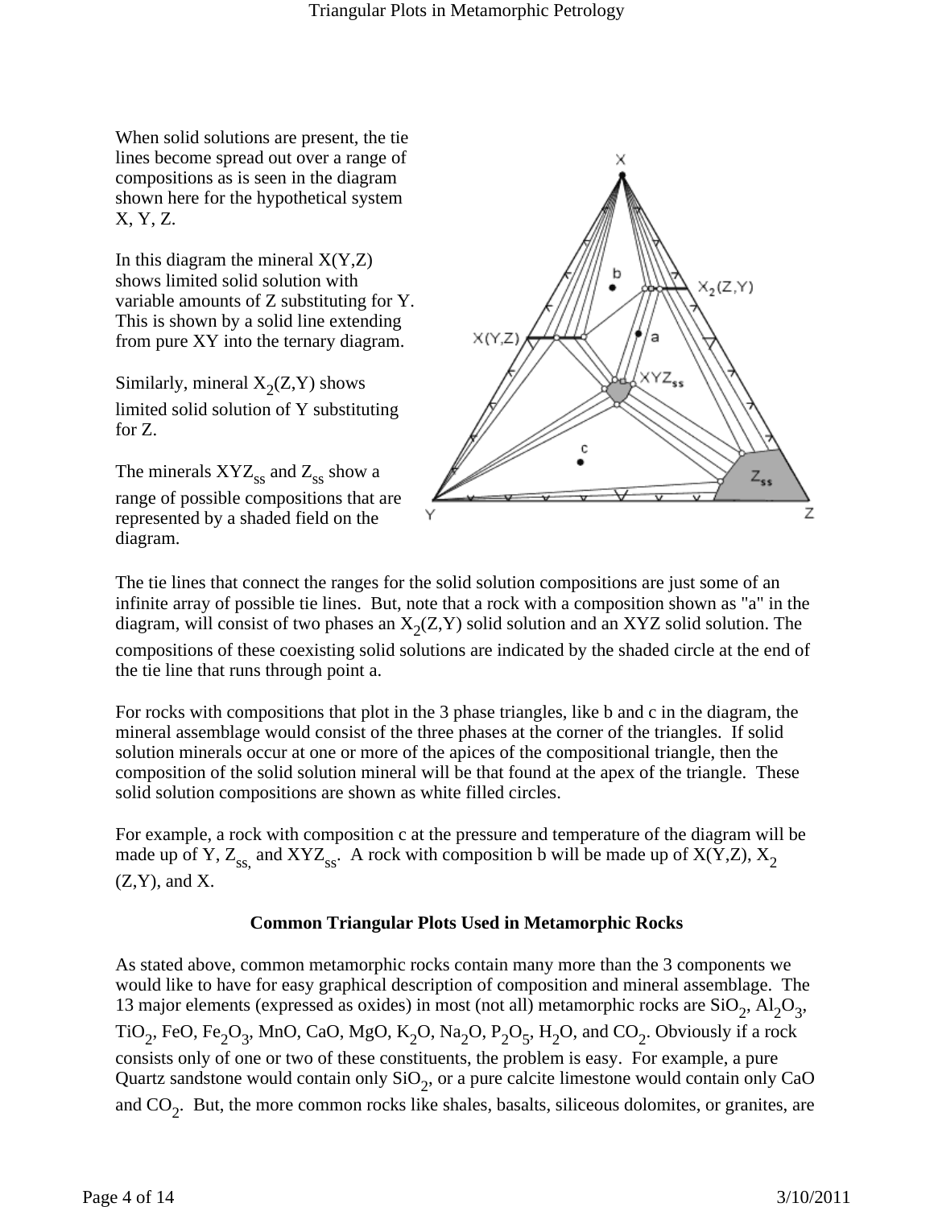When solid solutions are present, the tie lines become spread out over a range of compositions as is seen in the diagram shown here for the hypothetical system X, Y, Z.

In this diagram the mineral X(Y,Z) shows limited solid solution with variable amounts of Z substituting for Y. This is shown by a solid line extending from pure XY into the ternary diagram.

Similarly, mineral $X_2(Z,Y)$ shows limited solid solution of Y substituting for Z.

The minerals $XYZ_{ss}$ and $Z_{ss}$ show a range of possible compositions that are represented by a shaded field on the diagram.

The tie lines that connect the ranges for the solid solution compositions are just some of an infinite array of possible tie lines. But, note that a rock with a composition shown as "a" in the diagram, will consist of two phases an $X_2(Z,Y)$ solid solution and an XYZ solid solution. The compositions of these coexisting solid solutions are indicated by the shaded circle at the end of the tie line that runs through point a.

For rocks with compositions that plot in the 3 phase triangles, like b and c in the diagram, the mineral assemblage would consist of the three phases at the corner of the triangles. If solid solution minerals occur at one or more of the apices of the compositional triangle, then the composition of the solid solution mineral will be that found at the apex of the triangle. These solid solution compositions are shown as white filled circles.

For example, a rock with composition c at the pressure and temperature of the diagram will be made up of Y, $Z_{ss,}$ and $XYZ_{ss}$. A rock with composition b will be made up of X(Y,Z), $X_2(Z,Y)$, and X.

**Common Triangular Plots Used in Metamorphic Rocks**

As stated above, common metamorphic rocks contain many more than the 3 components we would like to have for easy graphical description of composition and mineral assemblage. The 13 major elements (expressed as oxides) in most (not all) metamorphic rocks are $SiO_2$, $Al_2O_3$, $TiO_2$, FeO, $Fe_2O_3$, MnO, CaO, MgO, $K_2O$, $Na_2O$, $P_2O_5$, $H_2O$, and $CO_2$. Obviously if a rock consists only of one or two of these constituents, the problem is easy. For example, a pure Quartz sandstone would contain only $SiO_2$, or a pure calcite limestone would contain only CaO and $CO_2$. But, the more common rocks like shales, basalts, siliceous dolomites, or granites, are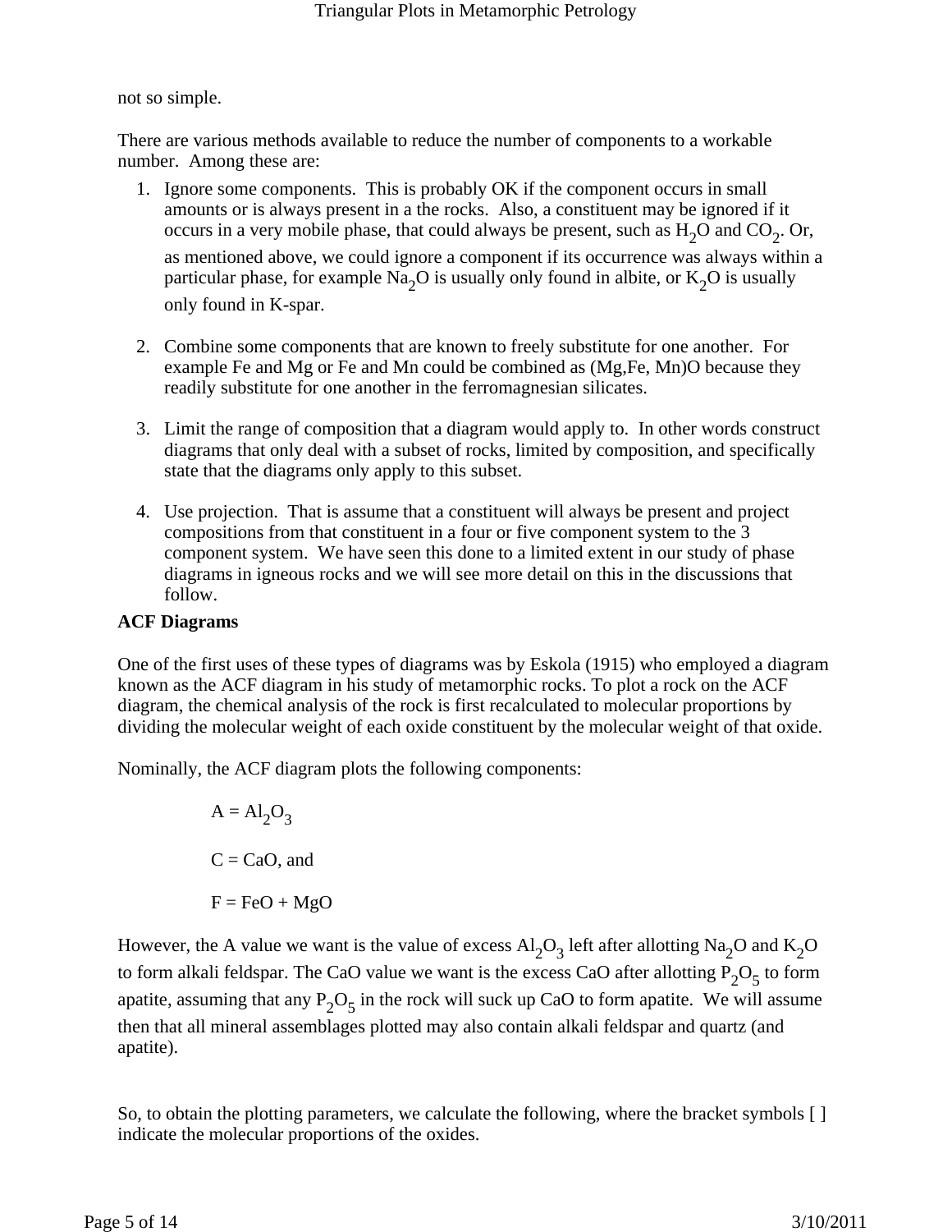not so simple.

There are various methods available to reduce the number of components to a workable number. Among these are:

1. Ignore some components. This is probably OK if the component occurs in small amounts or is always present in a the rocks. Also, a constituent may be ignored if it occurs in a very mobile phase, that could always be present, such as $H_2O$ and $CO_2$. Or, as mentioned above, we could ignore a component if its occurrence was always within a particular phase, for example $Na_2O$ is usually only found in albite, or $K_2O$ is usually only found in K-spar.

2. Combine some components that are known to freely substitute for one another. For example Fe and Mg or Fe and Mn could be combined as (Mg,Fe, Mn)O because they readily substitute for one another in the ferromagnesian silicates.

3. Limit the range of composition that a diagram would apply to. In other words construct diagrams that only deal with a subset of rocks, limited by composition, and specifically state that the diagrams only apply to this subset.

4. Use projection. That is assume that a constituent will always be present and project compositions from that constituent in a four or five component system to the 3 component system. We have seen this done to a limited extent in our study of phase diagrams in igneous rocks and we will see more detail on this in the discussions that follow.

**ACF Diagrams**

One of the first uses of these types of diagrams was by Eskola (1915) who employed a diagram known as the ACF diagram in his study of metamorphic rocks. To plot a rock on the ACF diagram, the chemical analysis of the rock is first recalculated to molecular proportions by dividing the molecular weight of each oxide constituent by the molecular weight of that oxide.

Nominally, the ACF diagram plots the following components:

$A = Al_2O_3$

$C = CaO$, and

$F = FeO + MgO$

However, the A value we want is the value of excess $Al_2O_3$ left after allotting $Na_2O$ and $K_2O$ to form alkali feldspar. The CaO value we want is the excess CaO after allotting $P_2O_5$ to form apatite, assuming that any $P_2O_5$ in the rock will suck up CaO to form apatite. We will assume then that all mineral assemblages plotted may also contain alkali feldspar and quartz (and apatite).

So, to obtain the plotting parameters, we calculate the following, where the bracket symbols [ ] indicate the molecular proportions of the oxides.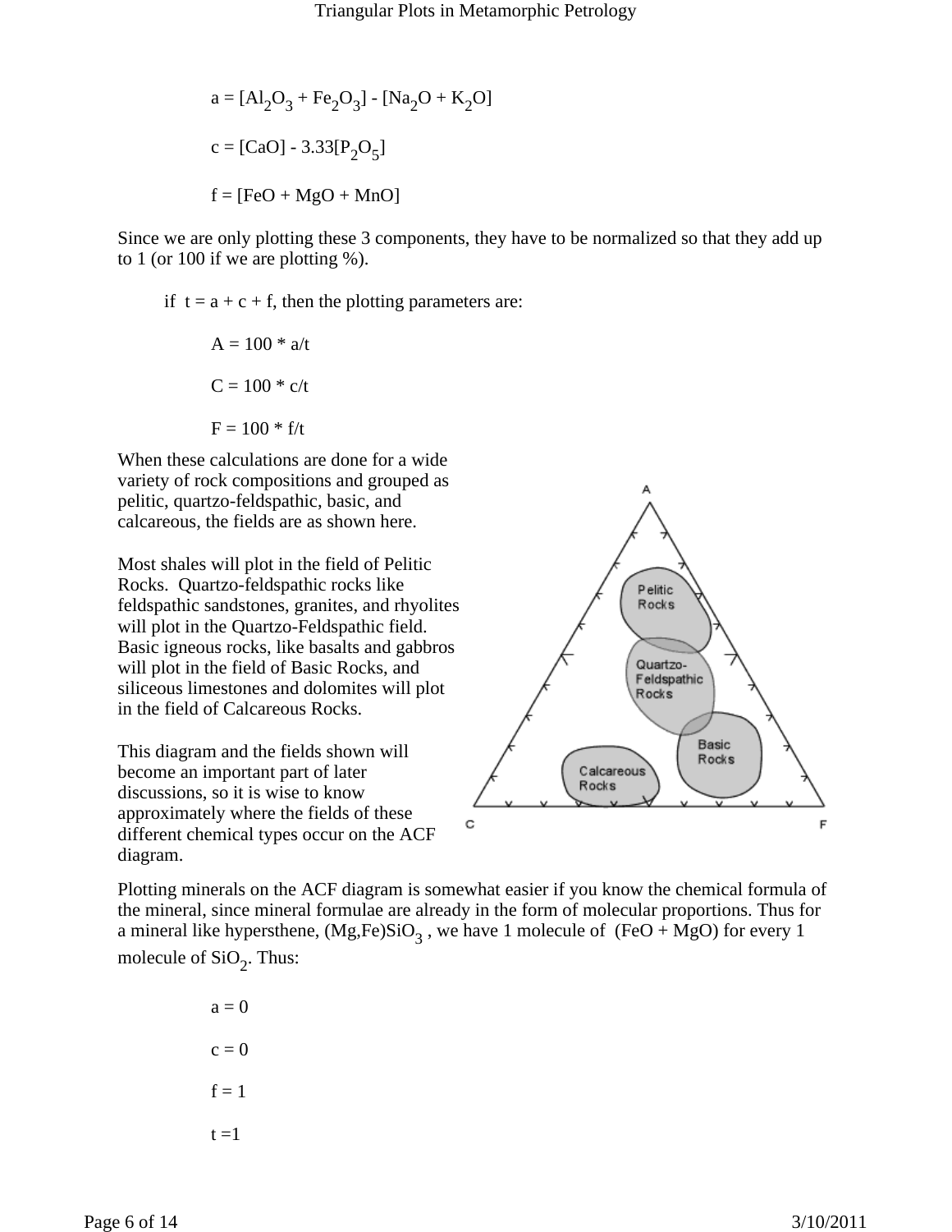$$a = [Al_2O_3 + Fe_2O_3] - [Na_2O + K_2O]$$

$$c = [CaO] - 3.33[P_2O_5]$$

$$f = [FeO + MgO + MnO]$$

Since we are only plotting these 3 components, they have to be normalized so that they add up to 1 (or 100 if we are plotting %).

if $t = a + c + f$, then the plotting parameters are:

$$A = 100 * a/t$$

$$C = 100 * c/t$$

$$F = 100 * f/t$$

When these calculations are done for a wide variety of rock compositions and grouped as pelitic, quartzo-feldspathic, basic, and calcareous, the fields are as shown here.

Most shales will plot in the field of Pelitic Rocks. Quartzo-feldspathic rocks like feldspathic sandstones, granites, and rhyolites will plot in the Quartzo-Feldspathic field. Basic igneous rocks, like basalts and gabbros will plot in the field of Basic Rocks, and siliceous limestones and dolomites will plot in the field of Calcareous Rocks.

This diagram and the fields shown will become an important part of later discussions, so it is wise to know approximately where the fields of these different chemical types occur on the ACF diagram.

Plotting minerals on the ACF diagram is somewhat easier if you know the chemical formula of the mineral, since mineral formulae are already in the form of molecular proportions. Thus for a mineral like hypersthene, $(Mg,Fe)SiO_3$ , we have 1 molecule of $(FeO + MgO)$ for every 1 molecule of $SiO_2$. Thus:

$$a = 0$$

$$c = 0$$

$$f = 1$$

$$t = 1$$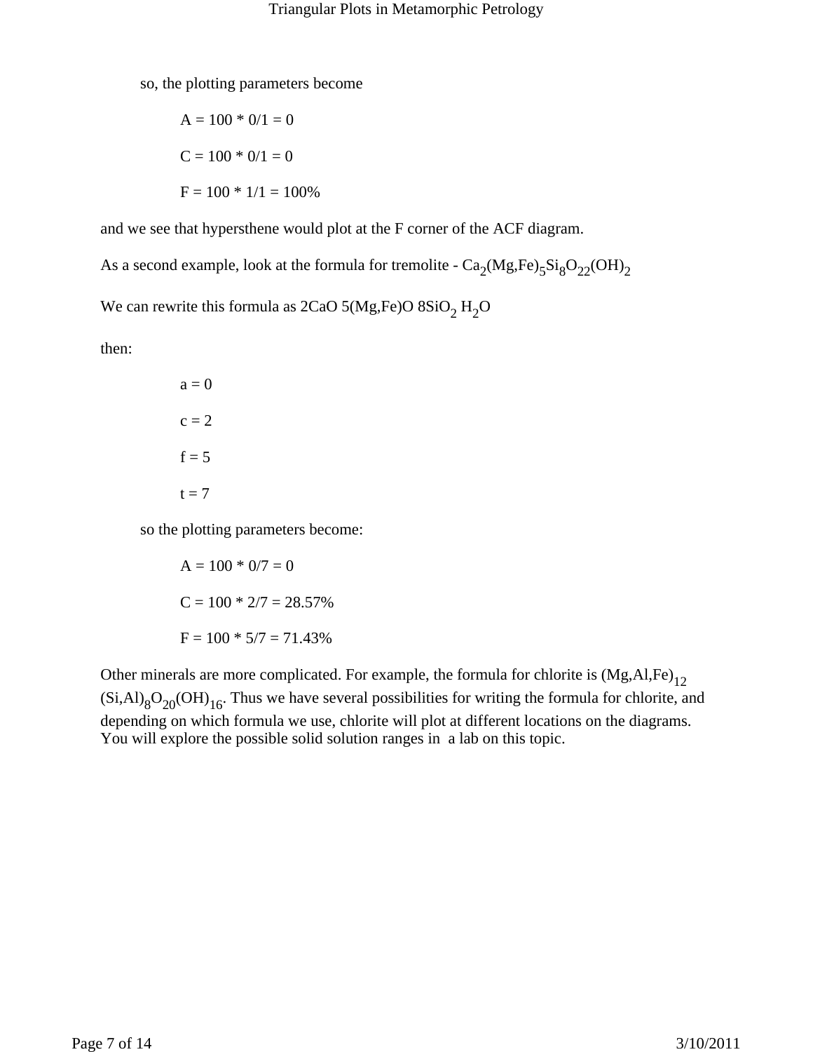so, the plotting parameters become

$A = 100 * 0/1 = 0$

$C = 100 * 0/1 = 0$

$F = 100 * 1/1 = 100\%$

and we see that hypersthene would plot at the F corner of the ACF diagram.

As a second example, look at the formula for tremolite - $Ca_2(Mg,Fe)_5Si_8O_{22}(OH)_2$

We can rewrite this formula as $2CaO\ 5(Mg,Fe)O\ 8SiO_2\ H_2O$

then:

$a = 0$

$c = 2$

$f = 5$

$t = 7$

so the plotting parameters become:

$A = 100 * 0/7 = 0$

$C = 100 * 2/7 = 28.57\%$

$F = 100 * 5/7 = 71.43\%$

Other minerals are more complicated. For example, the formula for chlorite is $(Mg,Al,Fe)_{12}(Si,Al)_8O_{20}(OH)_{16}$. Thus we have several possibilities for writing the formula for chlorite, and depending on which formula we use, chlorite will plot at different locations on the diagrams. You will explore the possible solid solution ranges in a lab on this topic.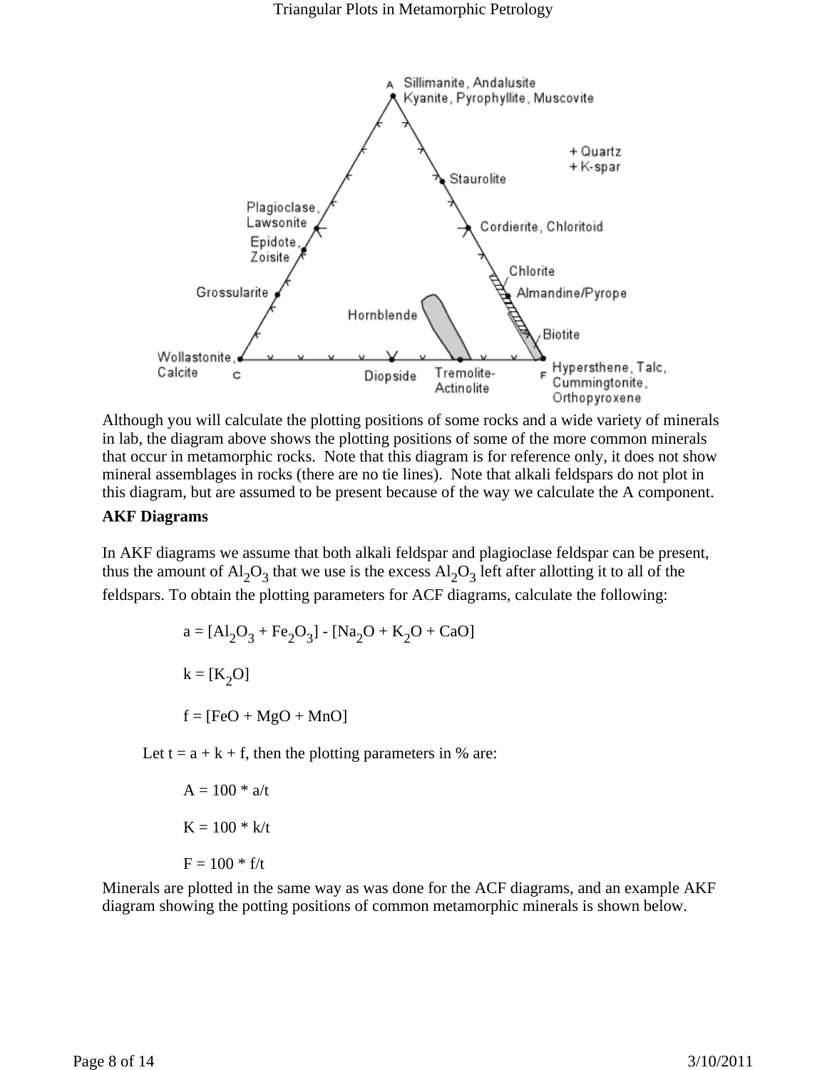Although you will calculate the plotting positions of some rocks and a wide variety of minerals in lab, the diagram above shows the plotting positions of some of the more common minerals that occur in metamorphic rocks. Note that this diagram is for reference only, it does not show mineral assemblages in rocks (there are no tie lines). Note that alkali feldspars do not plot in this diagram, but are assumed to be present because of the way we calculate the A component.

**AKF Diagrams**

In AKF diagrams we assume that both alkali feldspar and plagioclase feldspar can be present, thus the amount of $Al_2O_3$ that we use is the excess $Al_2O_3$ left after allotting it to all of the feldspars. To obtain the plotting parameters for ACF diagrams, calculate the following:

$$a = [Al_2O_3 + Fe_2O_3] - [Na_2O + K_2O + CaO]$$

$$k = [K_2O]$$

$$f = [FeO + MgO + MnO]$$

Let $t = a + k + f$, then the plotting parameters in % are:

$$A = 100 * a/t$$

$$K = 100 * k/t$$

$$F = 100 * f/t$$

Minerals are plotted in the same way as was done for the ACF diagrams, and an example AKF diagram showing the potting positions of common metamorphic minerals is shown below.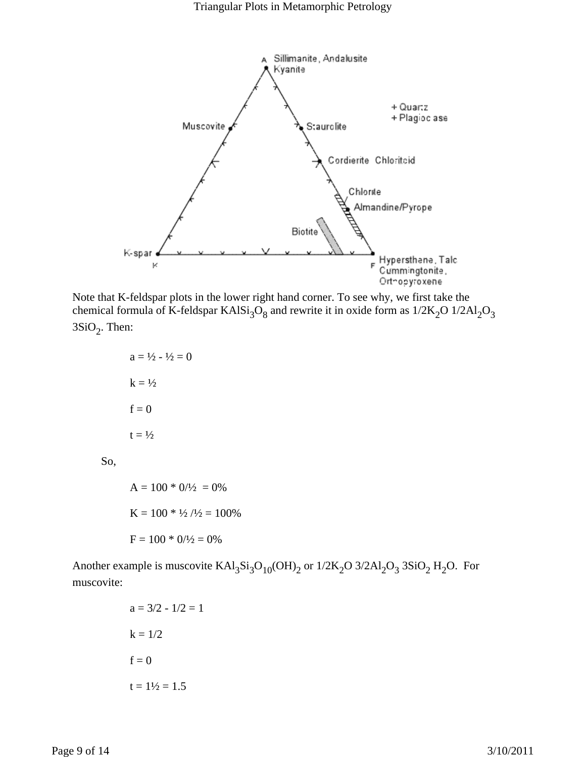Note that K-feldspar plots in the lower right hand corner. To see why, we first take the chemical formula of K-feldspar $KAlSi_3O_8$ and rewrite it in oxide form as $1/2K_2O$ $1/2Al_2O_3$ $3SiO_2$. Then:

$a = ½ - ½ = 0$

$k = ½$

$f = 0$

$t = ½$

So,

$A = 100 * 0/½ = 0\%$

$K = 100 * ½ /½ = 100\%$

$F = 100 * 0/½ = 0\%$

Another example is muscovite $KAl_3Si_3O_{10}(OH)_2$ or $1/2K_2O$ $3/2Al_2O_3$ $3SiO_2$ $H_2O$. For muscovite:

$a = 3/2 - 1/2 = 1$

$k = 1/2$

$f = 0$

$t = 1½ = 1.5$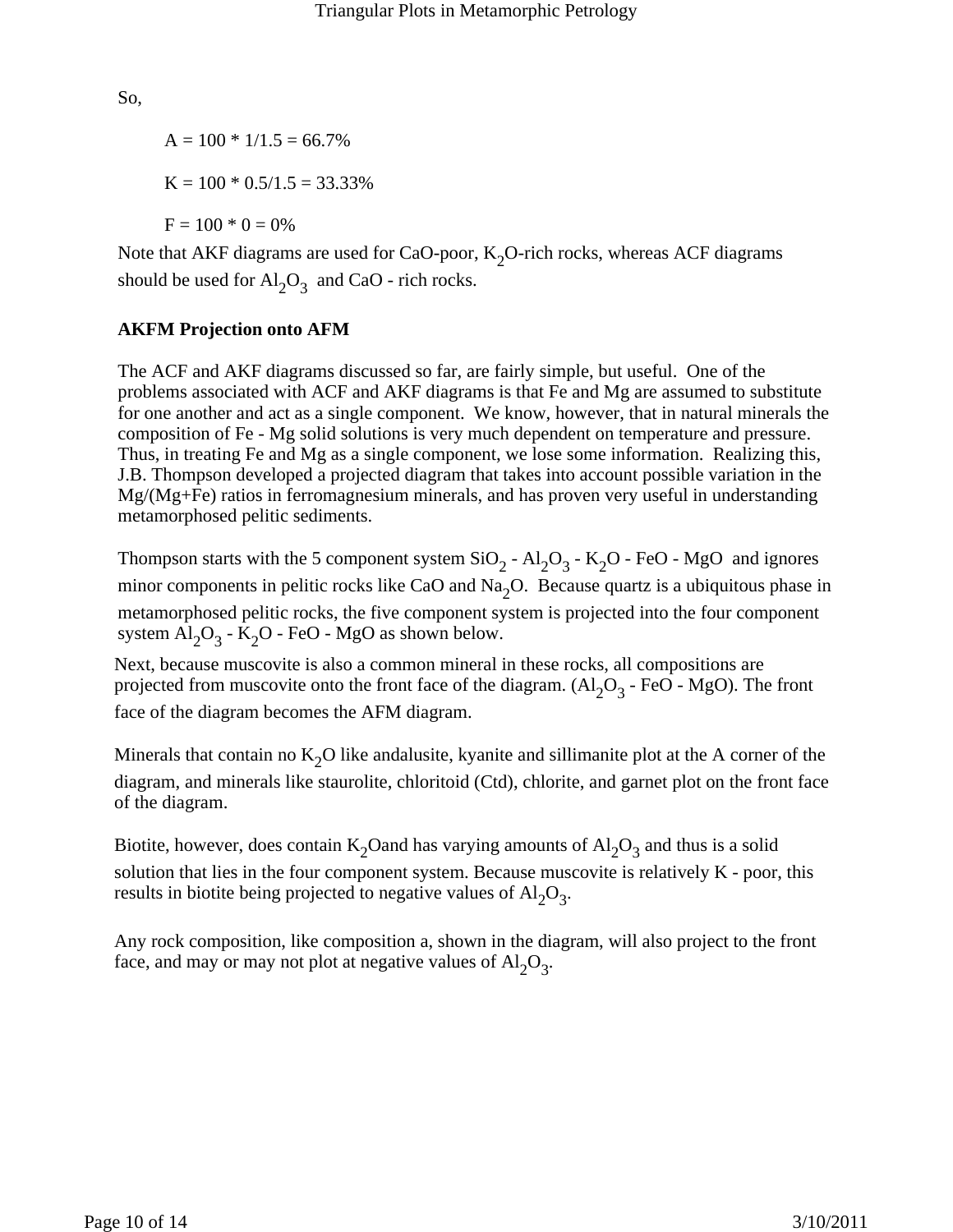So,

$A = 100 * 1/1.5 = 66.7\%$

$K = 100 * 0.5/1.5 = 33.33\%$

$F = 100 * 0 = 0\%$

Note that AKF diagrams are used for CaO-poor, $K_2O$-rich rocks, whereas ACF diagrams should be used for $Al_2O_3$ and CaO - rich rocks.

**AKFM Projection onto AFM**

The ACF and AKF diagrams discussed so far, are fairly simple, but useful. One of the problems associated with ACF and AKF diagrams is that Fe and Mg are assumed to substitute for one another and act as a single component. We know, however, that in natural minerals the composition of Fe - Mg solid solutions is very much dependent on temperature and pressure. Thus, in treating Fe and Mg as a single component, we lose some information. Realizing this, J.B. Thompson developed a projected diagram that takes into account possible variation in the Mg/(Mg+Fe) ratios in ferromagnesium minerals, and has proven very useful in understanding metamorphosed pelitic sediments.

Thompson starts with the 5 component system $SiO_2$ - $Al_2O_3$ - $K_2O$ - FeO - MgO and ignores minor components in pelitic rocks like CaO and $Na_2O$. Because quartz is a ubiquitous phase in metamorphosed pelitic rocks, the five component system is projected into the four component system $Al_2O_3$ - $K_2O$ - FeO - MgO as shown below.

Next, because muscovite is also a common mineral in these rocks, all compositions are projected from muscovite onto the front face of the diagram. ($Al_2O_3$ - FeO - MgO). The front face of the diagram becomes the AFM diagram.

Minerals that contain no $K_2O$ like andalusite, kyanite and sillimanite plot at the A corner of the diagram, and minerals like staurolite, chloritoid (Ctd), chlorite, and garnet plot on the front face of the diagram.

Biotite, however, does contain $K_2O$and has varying amounts of $Al_2O_3$ and thus is a solid solution that lies in the four component system. Because muscovite is relatively K - poor, this results in biotite being projected to negative values of $Al_2O_3$.

Any rock composition, like composition a, shown in the diagram, will also project to the front face, and may or may not plot at negative values of $Al_2O_3$.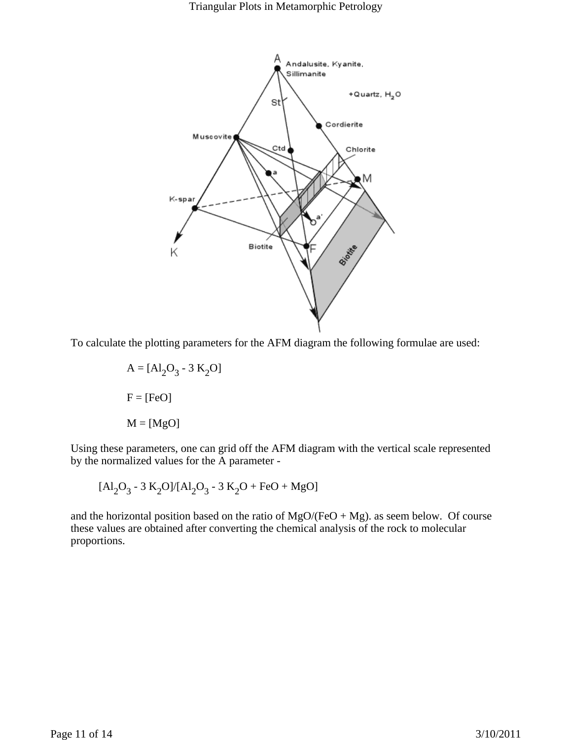To calculate the plotting parameters for the AFM diagram the following formulae are used:

$A = [Al_2O_3 - 3\ K_2O]$

$F = [FeO]$

$M = [MgO]$

Using these parameters, one can grid off the AFM diagram with the vertical scale represented by the normalized values for the A parameter -

$[Al_2O_3 - 3\ K_2O]/[Al_2O_3 - 3\ K_2O + FeO + MgO]$

and the horizontal position based on the ratio of MgO/(FeO + Mg). as seem below. Of course these values are obtained after converting the chemical analysis of the rock to molecular proportions.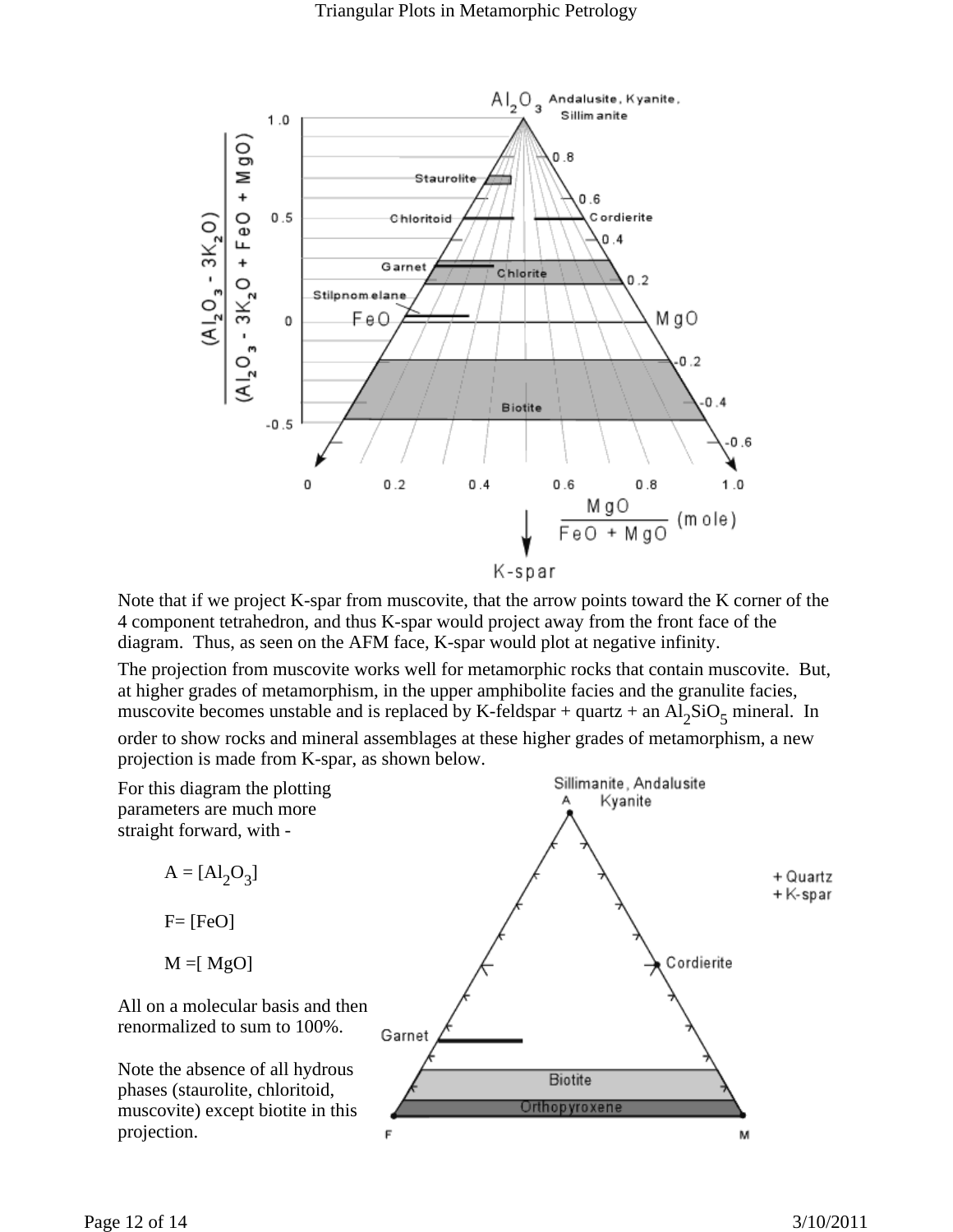Note that if we project K-spar from muscovite, that the arrow points toward the K corner of the 4 component tetrahedron, and thus K-spar would project away from the front face of the diagram. Thus, as seen on the AFM face, K-spar would plot at negative infinity.

The projection from muscovite works well for metamorphic rocks that contain muscovite. But, at higher grades of metamorphism, in the upper amphibolite facies and the granulite facies, muscovite becomes unstable and is replaced by K-feldspar + quartz + an $Al_2SiO_5$ mineral. In order to show rocks and mineral assemblages at these higher grades of metamorphism, a new projection is made from K-spar, as shown below.

For this diagram the plotting parameters are much more straight forward, with -

$A = [Al_2O_3]$

$F = [FeO]$

$M = [MgO]$

All on a molecular basis and then renormalized to sum to 100%.

Note the absence of all hydrous phases (staurolite, chloritoid, muscovite) except biotite in this projection.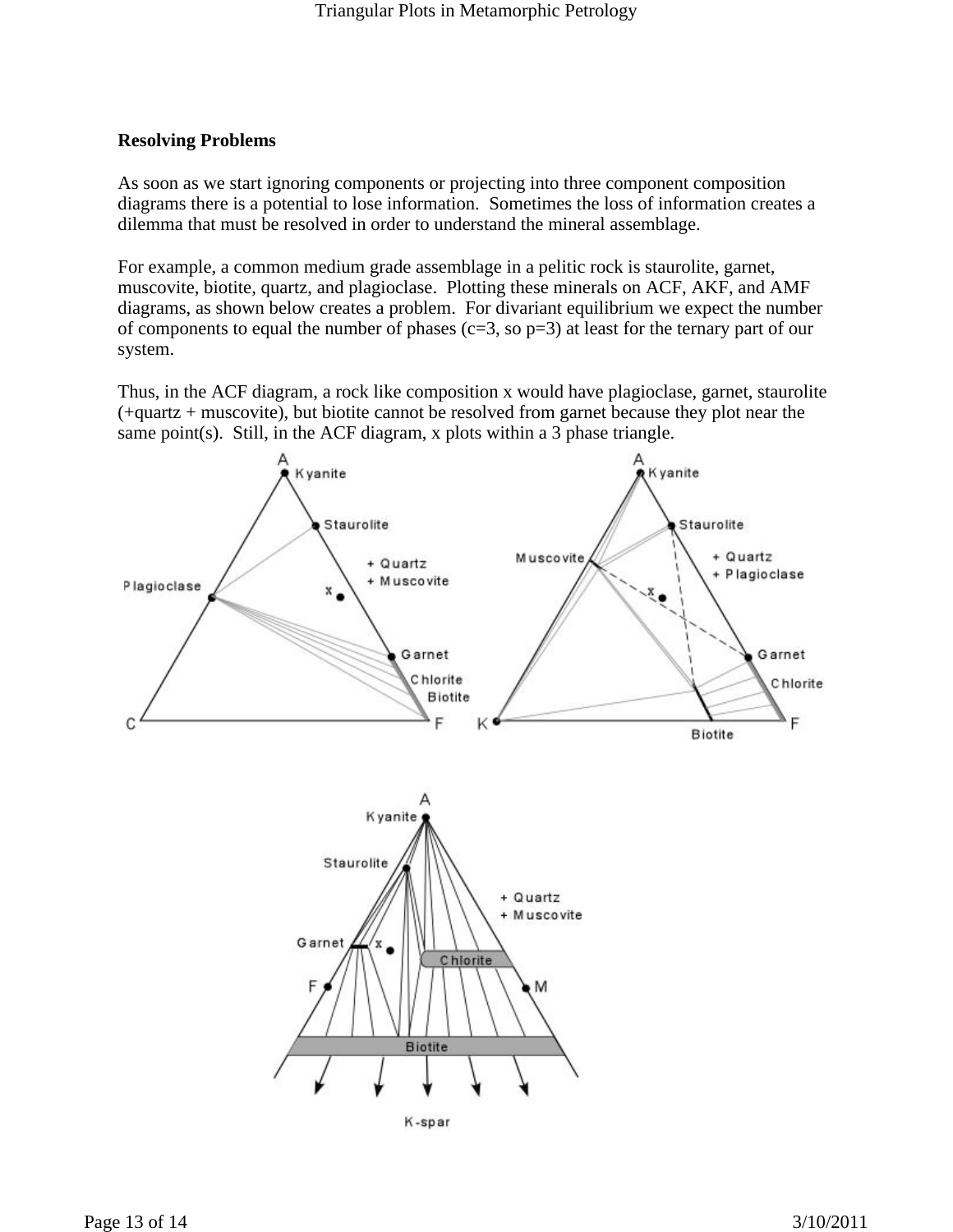**Resolving Problems**

As soon as we start ignoring components or projecting into three component composition diagrams there is a potential to lose information. Sometimes the loss of information creates a dilemma that must be resolved in order to understand the mineral assemblage.

For example, a common medium grade assemblage in a pelitic rock is staurolite, garnet, muscovite, biotite, quartz, and plagioclase. Plotting these minerals on ACF, AKF, and AMF diagrams, as shown below creates a problem. For divariant equilibrium we expect the number of components to equal the number of phases (c=3, so p=3) at least for the ternary part of our system.

Thus, in the ACF diagram, a rock like composition x would have plagioclase, garnet, staurolite (+quartz + muscovite), but biotite cannot be resolved from garnet because they plot near the same point(s). Still, in the ACF diagram, x plots within a 3 phase triangle.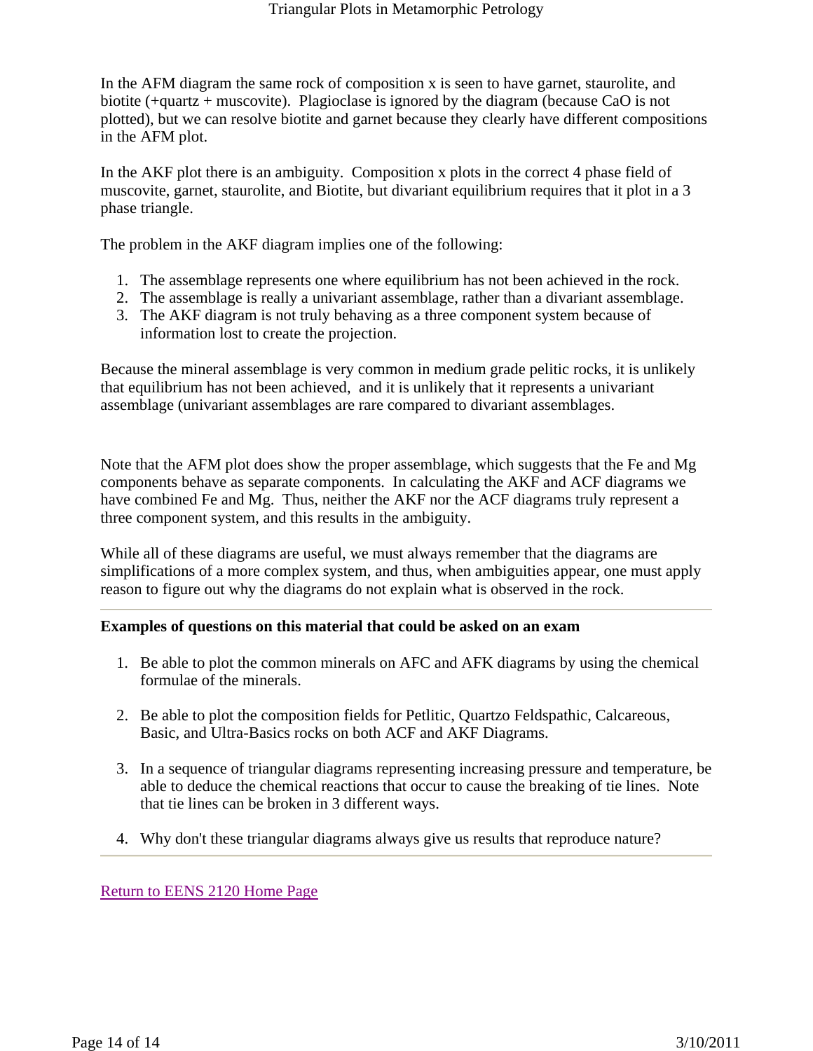In the AFM diagram the same rock of composition x is seen to have garnet, staurolite, and biotite (+quartz + muscovite). Plagioclase is ignored by the diagram (because CaO is not plotted), but we can resolve biotite and garnet because they clearly have different compositions in the AFM plot.

In the AKF plot there is an ambiguity. Composition x plots in the correct 4 phase field of muscovite, garnet, staurolite, and Biotite, but divariant equilibrium requires that it plot in a 3 phase triangle.

The problem in the AKF diagram implies one of the following:

1. The assemblage represents one where equilibrium has not been achieved in the rock.
2. The assemblage is really a univariant assemblage, rather than a divariant assemblage.
3. The AKF diagram is not truly behaving as a three component system because of information lost to create the projection.

Because the mineral assemblage is very common in medium grade pelitic rocks, it is unlikely that equilibrium has not been achieved, and it is unlikely that it represents a univariant assemblage (univariant assemblages are rare compared to divariant assemblages.

Note that the AFM plot does show the proper assemblage, which suggests that the Fe and Mg components behave as separate components. In calculating the AKF and ACF diagrams we have combined Fe and Mg. Thus, neither the AKF nor the ACF diagrams truly represent a three component system, and this results in the ambiguity.

While all of these diagrams are useful, we must always remember that the diagrams are simplifications of a more complex system, and thus, when ambiguities appear, one must apply reason to figure out why the diagrams do not explain what is observed in the rock.

---

**Examples of questions on this material that could be asked on an exam**

1. Be able to plot the common minerals on AFC and AFK diagrams by using the chemical formulae of the minerals.

2. Be able to plot the composition fields for Petlitic, Quartzo Feldspathic, Calcareous, Basic, and Ultra-Basics rocks on both ACF and AKF Diagrams.

3. In a sequence of triangular diagrams representing increasing pressure and temperature, be able to deduce the chemical reactions that occur to cause the breaking of tie lines. Note that tie lines can be broken in 3 different ways.

4. Why don't these triangular diagrams always give us results that reproduce nature?

---

Return to EENS 2120 Home Page